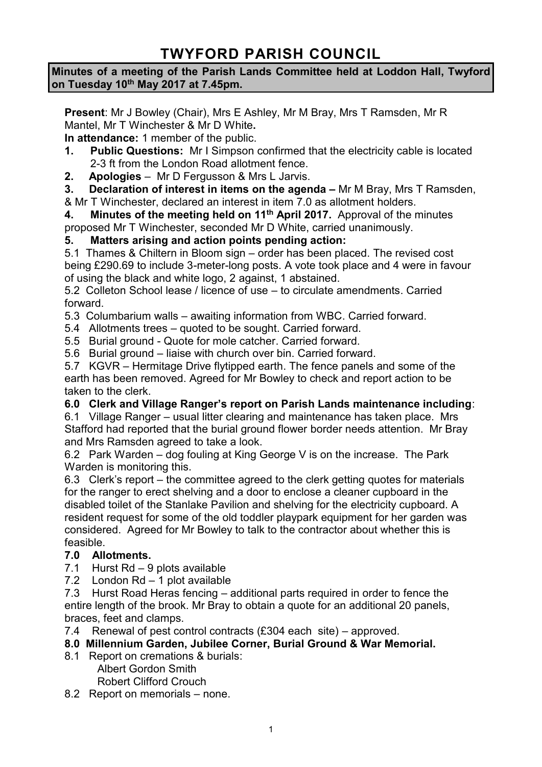# TWYFORD PARISH COUNCIL

**Minutes of a meeting of the Parish Lands Committee held at Loddon Hall, Twyford on Tuesday 10th May 2017 at 7.45pm.**

**Present**: Mr J Bowley (Chair), Mrs E Ashley, Mr M Bray, Mrs T Ramsden, Mr R Mantel, Mr T Winchester & Mr D White**.**

**In attendance:** 1 member of the public.

**1. Public Questions:** Mr I Simpson confirmed that the electricity cable is located 2-3 ft from the London Road allotment fence.

**2. Apologies** – Mr D Fergusson & Mrs L Jarvis.

**3. Declaration of interest in items on the agenda –** Mr M Bray, Mrs T Ramsden, & Mr T Winchester, declared an interest in item 7.0 as allotment holders.

**4. Minutes of the meeting held on 11th April 2017.** Approval of the minutes proposed Mr T Winchester, seconded Mr D White, carried unanimously.

**5. Matters arising and action points pending action:**

5.1 Thames & Chiltern in Bloom sign – order has been placed. The revised cost being £290.69 to include 3-meter-long posts. A vote took place and 4 were in favour of using the black and white logo, 2 against, 1 abstained.

5.2 Colleton School lease / licence of use – to circulate amendments. Carried forward.

5.3 Columbarium walls – awaiting information from WBC. Carried forward.

5.4 Allotments trees – quoted to be sought. Carried forward.

5.5 Burial ground - Quote for mole catcher. Carried forward.

5.6 Burial ground – liaise with church over bin. Carried forward.

5.7 KGVR – Hermitage Drive flytipped earth. The fence panels and some of the earth has been removed. Agreed for Mr Bowley to check and report action to be taken to the clerk.

**6.0 Clerk and Village Ranger's report on Parish Lands maintenance including**:

6.1 Village Ranger – usual litter clearing and maintenance has taken place. Mrs Stafford had reported that the burial ground flower border needs attention. Mr Bray and Mrs Ramsden agreed to take a look.

6.2 Park Warden – dog fouling at King George V is on the increase. The Park Warden is monitoring this.

6.3 Clerk's report – the committee agreed to the clerk getting quotes for materials for the ranger to erect shelving and a door to enclose a cleaner cupboard in the disabled toilet of the Stanlake Pavilion and shelving for the electricity cupboard. A resident request for some of the old toddler playpark equipment for her garden was considered. Agreed for Mr Bowley to talk to the contractor about whether this is feasible.

**7.0 Allotments.**

7.1 Hurst Rd – 9 plots available

7.2 London Rd – 1 plot available

7.3 Hurst Road Heras fencing – additional parts required in order to fence the entire length of the brook. Mr Bray to obtain a quote for an additional 20 panels, braces, feet and clamps.

7.4 Renewal of pest control contracts (£304 each site) – approved.

**8.0 Millennium Garden, Jubilee Corner, Burial Ground & War Memorial.**

8.1 Report on cremations & burials:
 Albert Gordon Smith
 Robert Clifford Crouch

8.2 Report on memorials – none.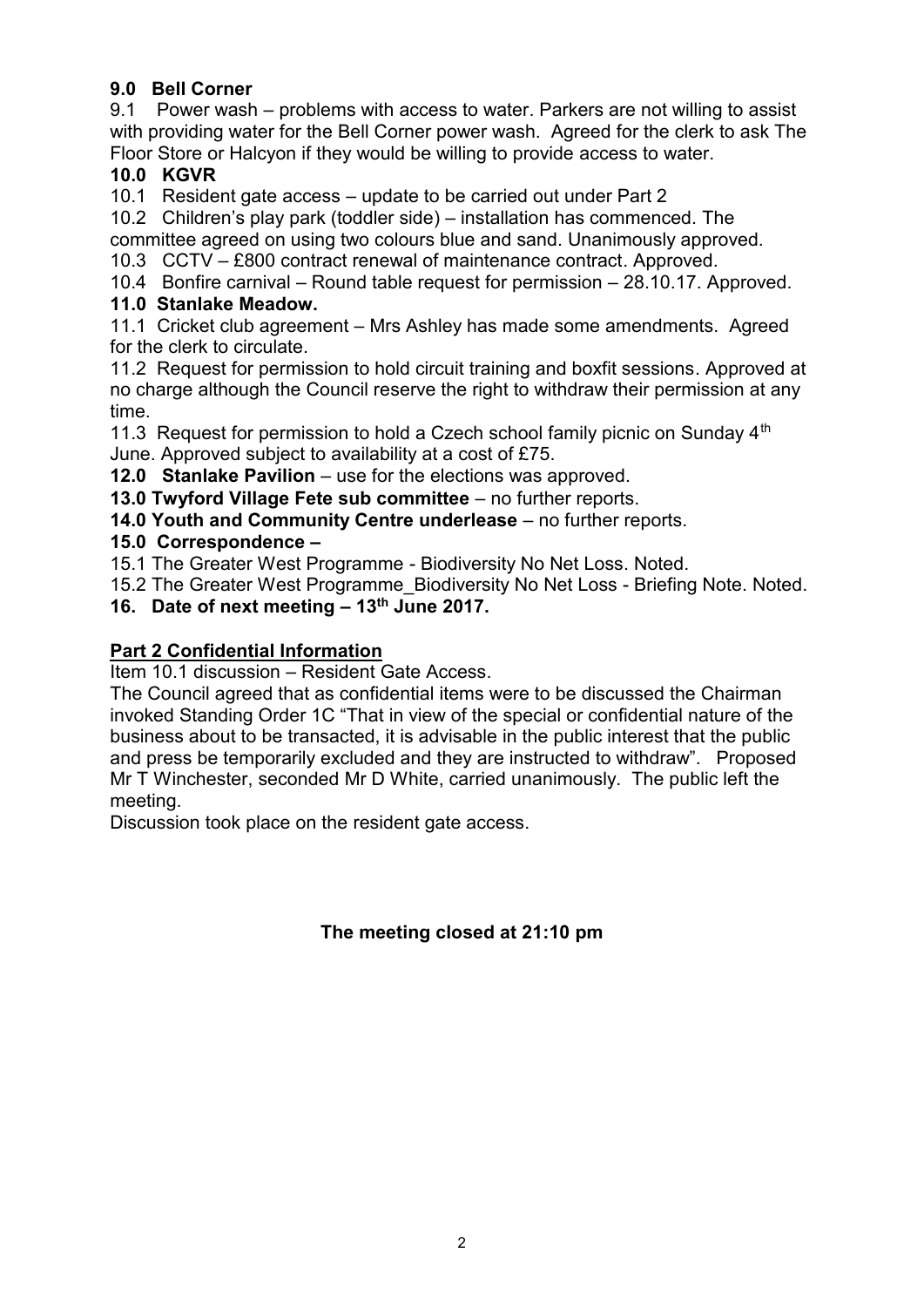**9.0 Bell Corner**

9.1 Power wash – problems with access to water. Parkers are not willing to assist with providing water for the Bell Corner power wash. Agreed for the clerk to ask The Floor Store or Halcyon if they would be willing to provide access to water.

**10.0 KGVR**

10.1 Resident gate access – update to be carried out under Part 2

10.2 Children's play park (toddler side) – installation has commenced. The committee agreed on using two colours blue and sand. Unanimously approved.

10.3 CCTV – £800 contract renewal of maintenance contract. Approved.

10.4 Bonfire carnival – Round table request for permission – 28.10.17. Approved.

**11.0 Stanlake Meadow.**

11.1 Cricket club agreement – Mrs Ashley has made some amendments. Agreed for the clerk to circulate.

11.2 Request for permission to hold circuit training and boxfit sessions. Approved at no charge although the Council reserve the right to withdraw their permission at any time.

11.3 Request for permission to hold a Czech school family picnic on Sunday 4th June. Approved subject to availability at a cost of £75.

**12.0 Stanlake Pavilion** – use for the elections was approved.

**13.0 Twyford Village Fete sub committee** – no further reports.

**14.0 Youth and Community Centre underlease** – no further reports.

**15.0 Correspondence –**

15.1 The Greater West Programme - Biodiversity No Net Loss. Noted.

15.2 The Greater West Programme_Biodiversity No Net Loss - Briefing Note. Noted.

**16. Date of next meeting – 13th June 2017.**

**Part 2 Confidential Information**

Item 10.1 discussion – Resident Gate Access.

The Council agreed that as confidential items were to be discussed the Chairman invoked Standing Order 1C "That in view of the special or confidential nature of the business about to be transacted, it is advisable in the public interest that the public and press be temporarily excluded and they are instructed to withdraw". Proposed Mr T Winchester, seconded Mr D White, carried unanimously. The public left the meeting.

Discussion took place on the resident gate access.

**The meeting closed at 21:10 pm**